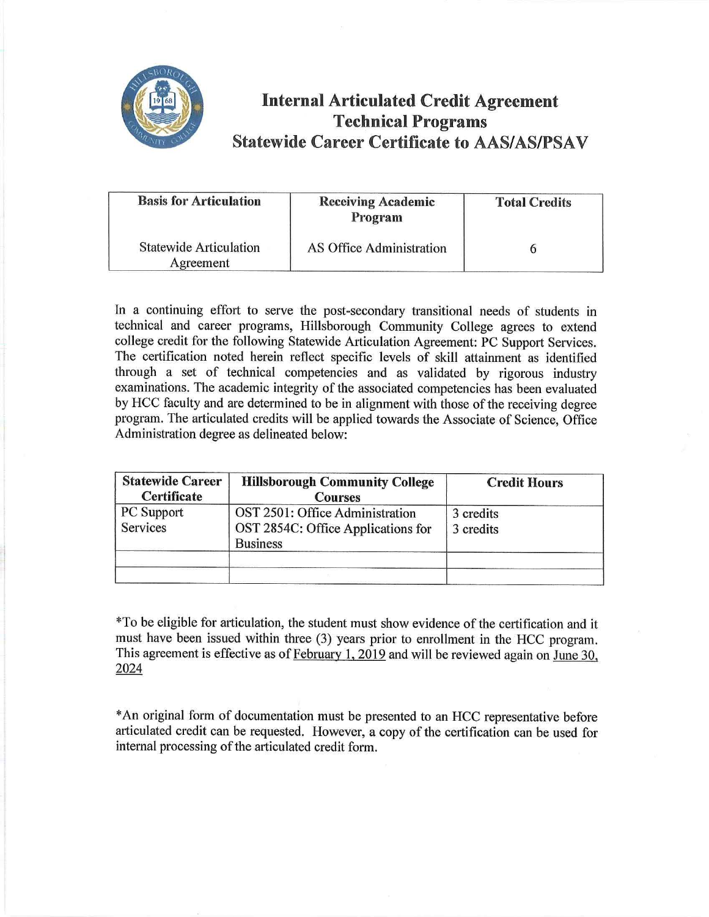# Internal Articulated Credit Agreement
# Technical Programs
# Statewide Career Certificate to AAS/AS/PSAV

| Basis for Articulation | Receiving Academic Program | Total Credits |
|---|---|---|
| Statewide Articulation Agreement | AS Office Administration | 6 |

In a continuing effort to serve the post-secondary transitional needs of students in technical and career programs, Hillsborough Community College agrees to extend college credit for the following Statewide Articulation Agreement: PC Support Services. The certification noted herein reflect specific levels of skill attainment as identified through a set of technical competencies and as validated by rigorous industry examinations. The academic integrity of the associated competencies has been evaluated by HCC faculty and are determined to be in alignment with those of the receiving degree program. The articulated credits will be applied towards the Associate of Science, Office Administration degree as delineated below:

| Statewide Career Certificate | Hillsborough Community College Courses | Credit Hours |
|---|---|---|
| PC Support Services | OST 2501: Office Administration<br>OST 2854C: Office Applications for Business | 3 credits<br>3 credits |
| | | |
| | | |

*To be eligible for articulation, the student must show evidence of the certification and it must have been issued within three (3) years prior to enrollment in the HCC program. This agreement is effective as of February 1, 2019 and will be reviewed again on June 30, 2024

*An original form of documentation must be presented to an HCC representative before articulated credit can be requested. However, a copy of the certification can be used for internal processing of the articulated credit form.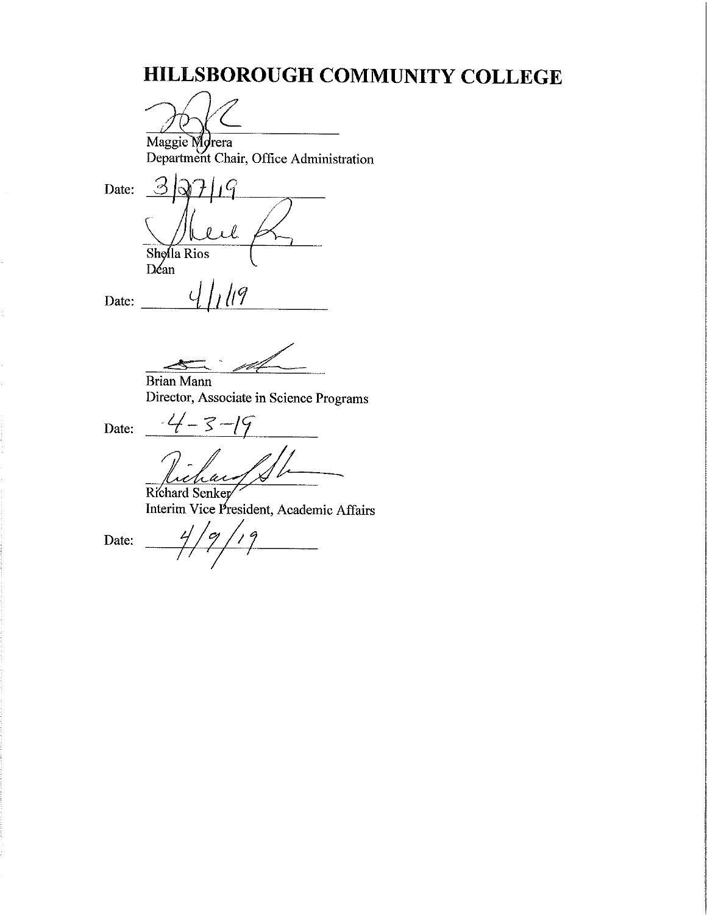# HILLSBOROUGH COMMUNITY COLLEGE

Maggie Morera
Department Chair, Office Administration

Date: 3/27/19

Sheila Rios
Dean

Date: 4/1/19

Brian Mann
Director, Associate in Science Programs

Date: 4-3-19

Richard Senker
Interim Vice President, Academic Affairs

Date: 4/9/19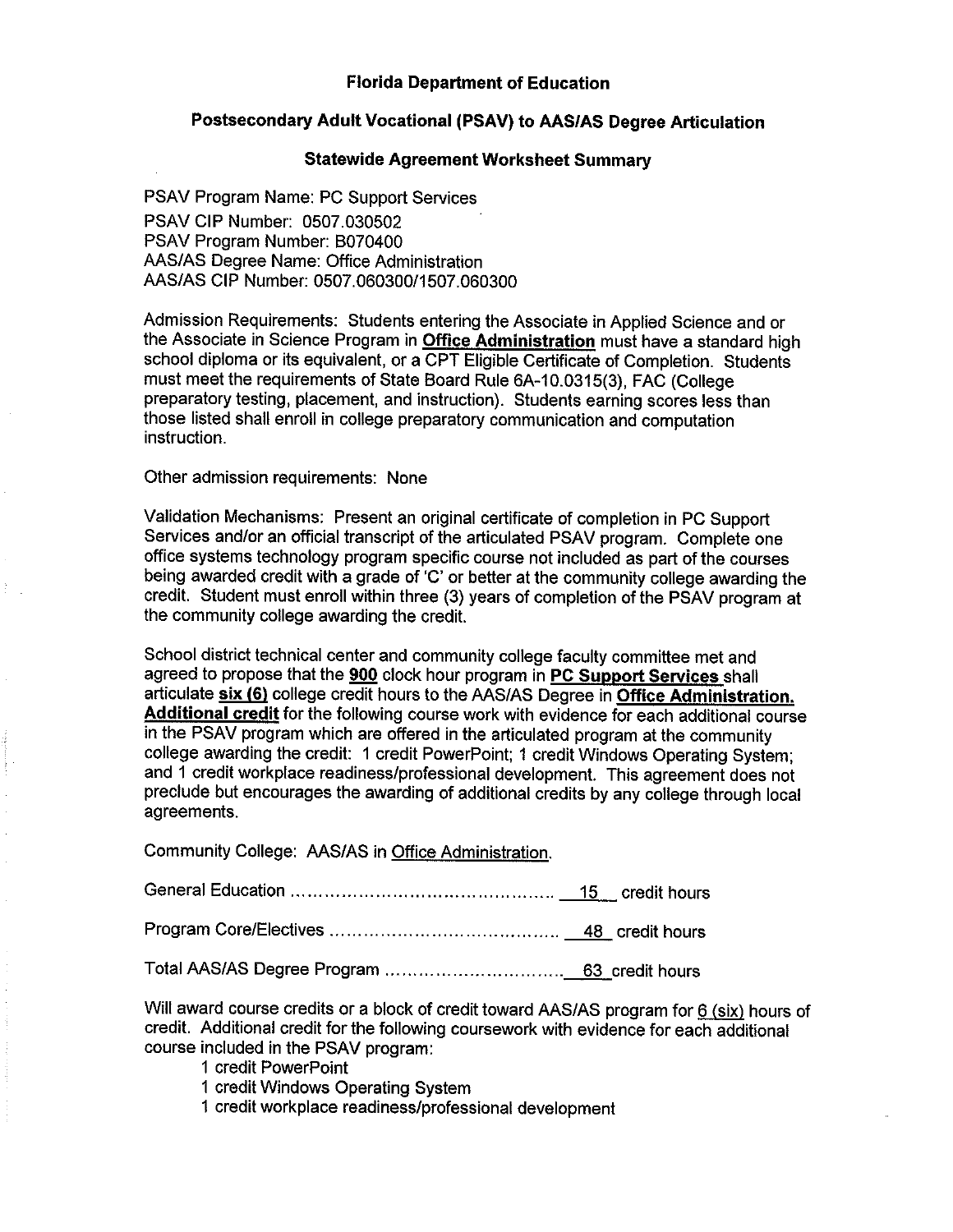# Florida Department of Education

## Postsecondary Adult Vocational (PSAV) to AAS/AS Degree Articulation

### Statewide Agreement Worksheet Summary

PSAV Program Name: PC Support Services
PSAV CIP Number: 0507.030502
PSAV Program Number: B070400
AAS/AS Degree Name: Office Administration
AAS/AS CIP Number: 0507.060300/1507.060300

Admission Requirements: Students entering the Associate in Applied Science and or the Associate in Science Program in **Office Administration** must have a standard high school diploma or its equivalent, or a CPT Eligible Certificate of Completion. Students must meet the requirements of State Board Rule 6A-10.0315(3), FAC (College preparatory testing, placement, and instruction). Students earning scores less than those listed shall enroll in college preparatory communication and computation instruction.

Other admission requirements: None

Validation Mechanisms: Present an original certificate of completion in PC Support Services and/or an official transcript of the articulated PSAV program. Complete one office systems technology program specific course not included as part of the courses being awarded credit with a grade of 'C' or better at the community college awarding the credit. Student must enroll within three (3) years of completion of the PSAV program at the community college awarding the credit.

School district technical center and community college faculty committee met and agreed to propose that the **900** clock hour program in **PC Support Services** shall articulate **six (6)** college credit hours to the AAS/AS Degree in **Office Administration. Additional credit** for the following course work with evidence for each additional course in the PSAV program which are offered in the articulated program at the community college awarding the credit: 1 credit PowerPoint; 1 credit Windows Operating System; and 1 credit workplace readiness/professional development. This agreement does not preclude but encourages the awarding of additional credits by any college through local agreements.

Community College: AAS/AS in Office Administration.

General Education ............................................... 15 credit hours

Program Core/Electives ......................................... 48 credit hours

Total AAS/AS Degree Program ................................ 63 credit hours

Will award course credits or a block of credit toward AAS/AS program for 6 (six) hours of credit. Additional credit for the following coursework with evidence for each additional course included in the PSAV program:

- 1 credit PowerPoint
- 1 credit Windows Operating System
- 1 credit workplace readiness/professional development